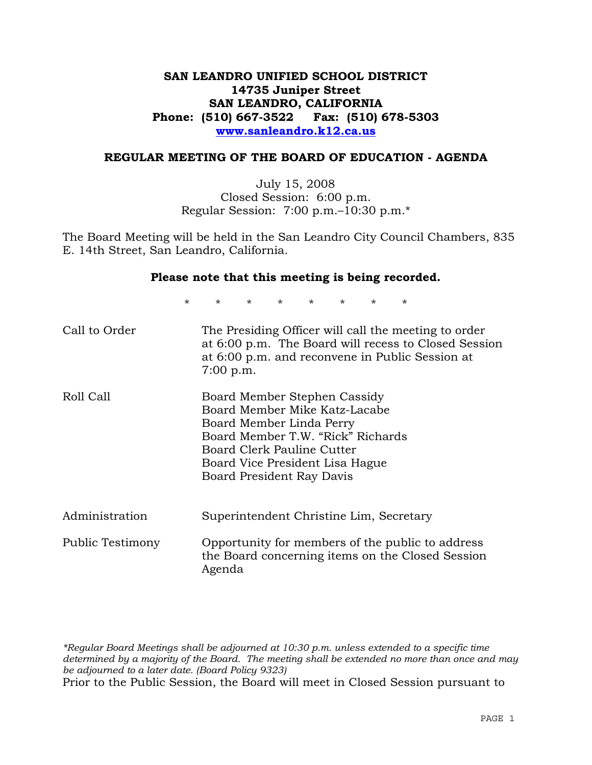# SAN LEANDRO UNIFIED SCHOOL DISTRICT
**14735 Juniper Street**
**SAN LEANDRO, CALIFORNIA**
**Phone: (510) 667-3522 Fax: (510) 678-5303**
**www.sanleandro.k12.ca.us**

## REGULAR MEETING OF THE BOARD OF EDUCATION - AGENDA

July 15, 2008
Closed Session: 6:00 p.m.
Regular Session: 7:00 p.m.–10:30 p.m.*

The Board Meeting will be held in the San Leandro City Council Chambers, 835 E. 14th Street, San Leandro, California.

**Please note that this meeting is being recorded.**

\* \* \* \* \* \* \* \*

| | |
|---|---|
| Call to Order | The Presiding Officer will call the meeting to order at 6:00 p.m. The Board will recess to Closed Session at 6:00 p.m. and reconvene in Public Session at 7:00 p.m. |
| Roll Call | Board Member Stephen Cassidy<br>Board Member Mike Katz-Lacabe<br>Board Member Linda Perry<br>Board Member T.W. "Rick" Richards<br>Board Clerk Pauline Cutter<br>Board Vice President Lisa Hague<br>Board President Ray Davis |
| Administration | Superintendent Christine Lim, Secretary |
| Public Testimony | Opportunity for members of the public to address the Board concerning items on the Closed Session Agenda |

*\*Regular Board Meetings shall be adjourned at 10:30 p.m. unless extended to a specific time determined by a majority of the Board. The meeting shall be extended no more than once and may be adjourned to a later date. (Board Policy 9323)*

Prior to the Public Session, the Board will meet in Closed Session pursuant to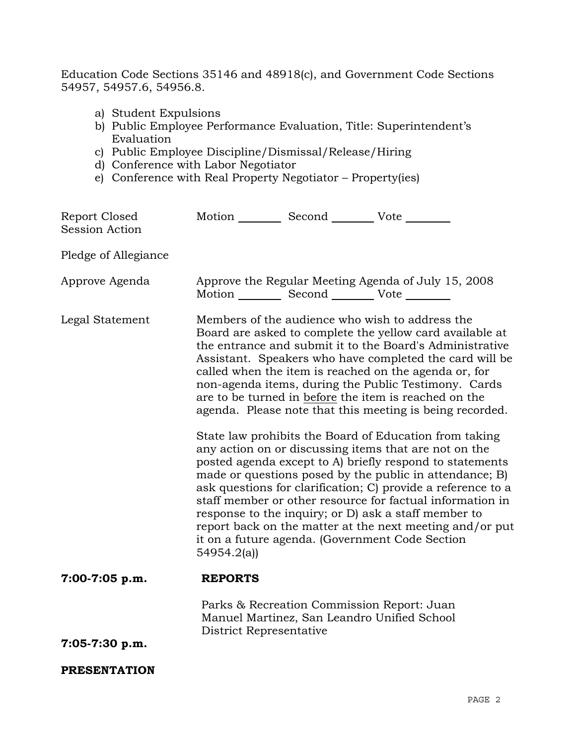Education Code Sections 35146 and 48918(c), and Government Code Sections 54957, 54957.6, 54956.8.

a) Student Expulsions
b) Public Employee Performance Evaluation, Title: Superintendent's Evaluation
c) Public Employee Discipline/Dismissal/Release/Hiring
d) Conference with Labor Negotiator
e) Conference with Real Property Negotiator – Property(ies)

Report Closed Session Action — Motion ________ Second ________ Vote ________

Pledge of Allegiance

Approve Agenda — Approve the Regular Meeting Agenda of July 15, 2008
Motion ________ Second ________ Vote ________

Legal Statement — Members of the audience who wish to address the Board are asked to complete the yellow card available at the entrance and submit it to the Board's Administrative Assistant. Speakers who have completed the card will be called when the item is reached on the agenda or, for non-agenda items, during the Public Testimony. Cards are to be turned in before the item is reached on the agenda. Please note that this meeting is being recorded.

State law prohibits the Board of Education from taking any action on or discussing items that are not on the posted agenda except to A) briefly respond to statements made or questions posed by the public in attendance; B) ask questions for clarification; C) provide a reference to a staff member or other resource for factual information in response to the inquiry; or D) ask a staff member to report back on the matter at the next meeting and/or put it on a future agenda. (Government Code Section 54954.2(a))

**7:00-7:05 p.m.** **REPORTS**

Parks & Recreation Commission Report: Juan Manuel Martinez, San Leandro Unified School District Representative

**7:05-7:30 p.m.**

**PRESENTATION**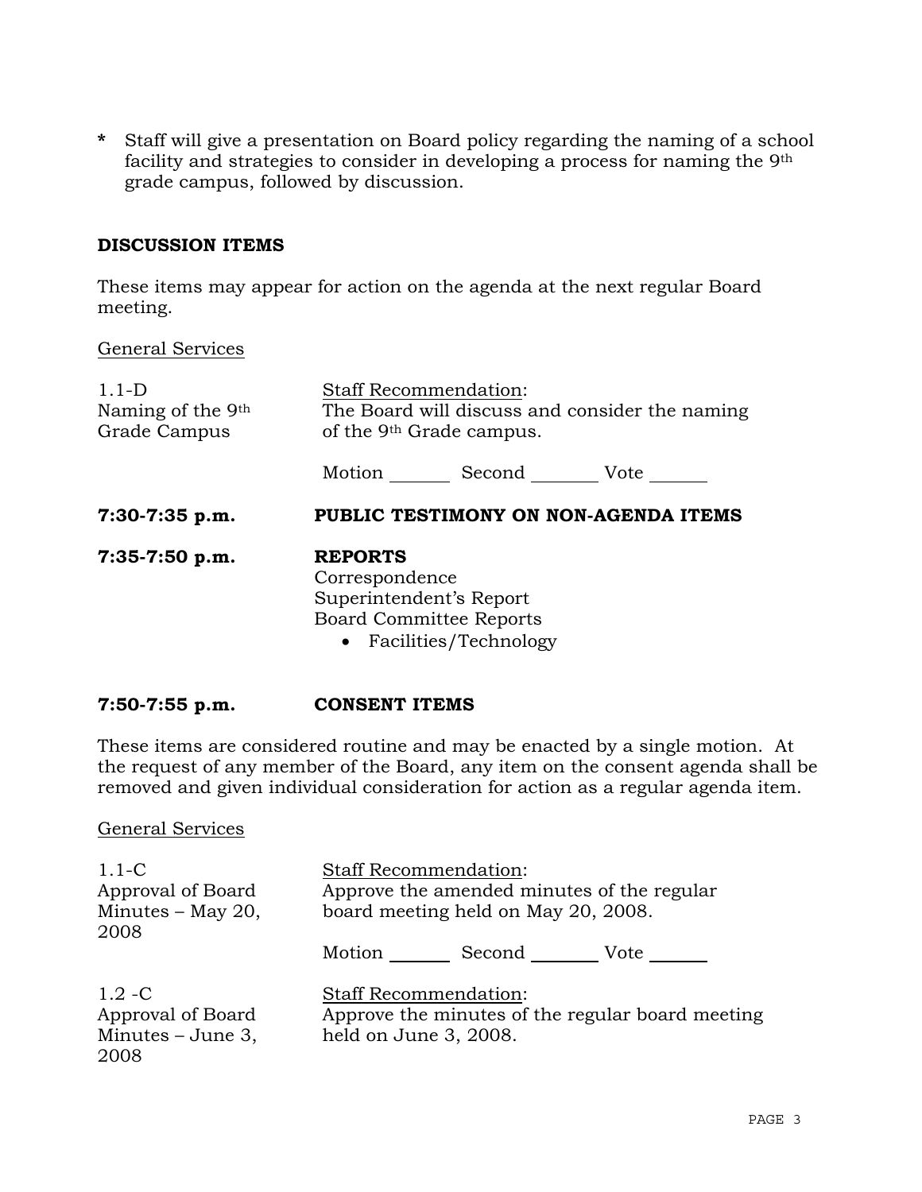* Staff will give a presentation on Board policy regarding the naming of a school facility and strategies to consider in developing a process for naming the 9th grade campus, followed by discussion.

**DISCUSSION ITEMS**

These items may appear for action on the agenda at the next regular Board meeting.

General Services

| | |
|---|---|
| 1.1-D<br>Naming of the 9th Grade Campus | Staff Recommendation:<br>The Board will discuss and consider the naming of the 9th Grade campus.<br><br>Motion _______ Second _______ Vote _______ |

**7:30-7:35 p.m.** **PUBLIC TESTIMONY ON NON-AGENDA ITEMS**

**7:35-7:50 p.m.** **REPORTS**

Correspondence
Superintendent's Report
Board Committee Reports

- Facilities/Technology

**7:50-7:55 p.m.** **CONSENT ITEMS**

These items are considered routine and may be enacted by a single motion. At the request of any member of the Board, any item on the consent agenda shall be removed and given individual consideration for action as a regular agenda item.

General Services

| | |
|---|---|
| 1.1-C<br>Approval of Board Minutes – May 20, 2008 | Staff Recommendation:<br>Approve the amended minutes of the regular board meeting held on May 20, 2008.<br><br>Motion _______ Second _______ Vote _______ |
| 1.2 -C<br>Approval of Board Minutes – June 3, 2008 | Staff Recommendation:<br>Approve the minutes of the regular board meeting held on June 3, 2008. |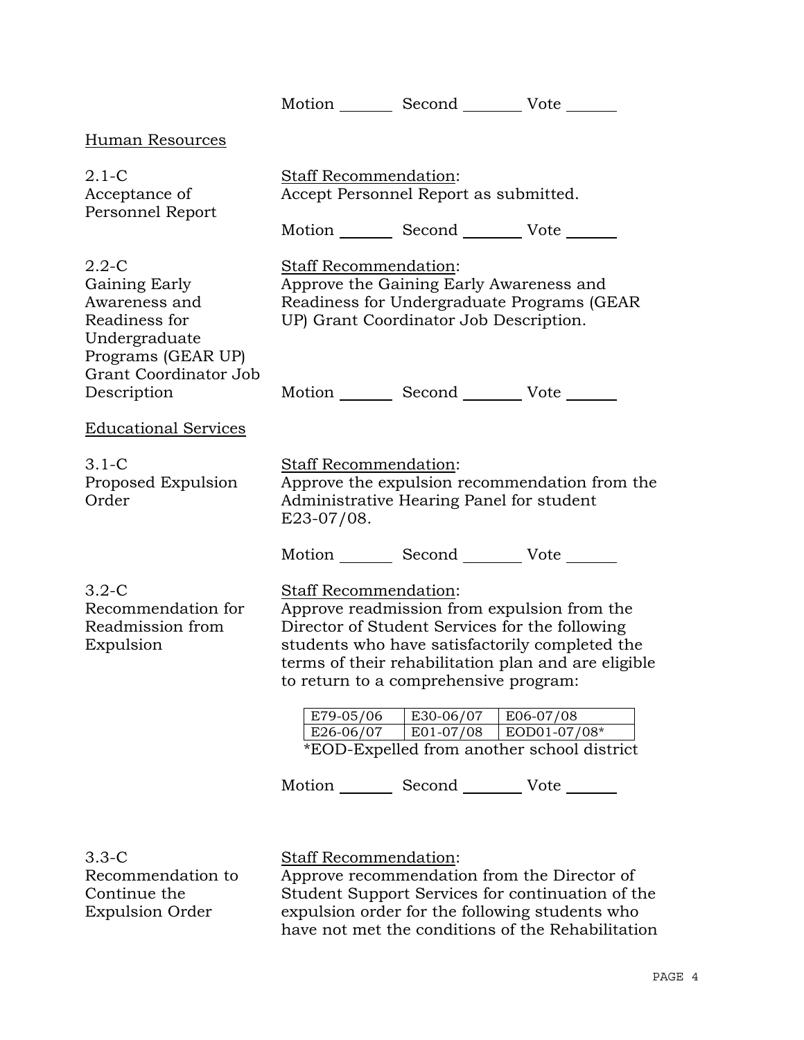Motion _______ Second _______ Vote _______

Human Resources

2.1-C
Acceptance of Personnel Report

Staff Recommendation:
Accept Personnel Report as submitted.

Motion _______ Second _______ Vote _______

2.2-C
Gaining Early Awareness and Readiness for Undergraduate Programs (GEAR UP) Grant Coordinator Job Description

Staff Recommendation:
Approve the Gaining Early Awareness and Readiness for Undergraduate Programs (GEAR UP) Grant Coordinator Job Description.

Motion _______ Second _______ Vote _______

Educational Services

3.1-C
Proposed Expulsion Order

Staff Recommendation:
Approve the expulsion recommendation from the Administrative Hearing Panel for student E23-07/08.

Motion _______ Second _______ Vote _______

3.2-C
Recommendation for Readmission from Expulsion

Staff Recommendation:
Approve readmission from expulsion from the Director of Student Services for the following students who have satisfactorily completed the terms of their rehabilitation plan and are eligible to return to a comprehensive program:

| | | |
|---|---|---|
| E79-05/06 | E30-06/07 | E06-07/08 |
| E26-06/07 | E01-07/08 | EOD01-07/08* |

*EOD-Expelled from another school district

Motion _______ Second _______ Vote _______

3.3-C
Recommendation to Continue the Expulsion Order

Staff Recommendation:
Approve recommendation from the Director of Student Support Services for continuation of the expulsion order for the following students who have not met the conditions of the Rehabilitation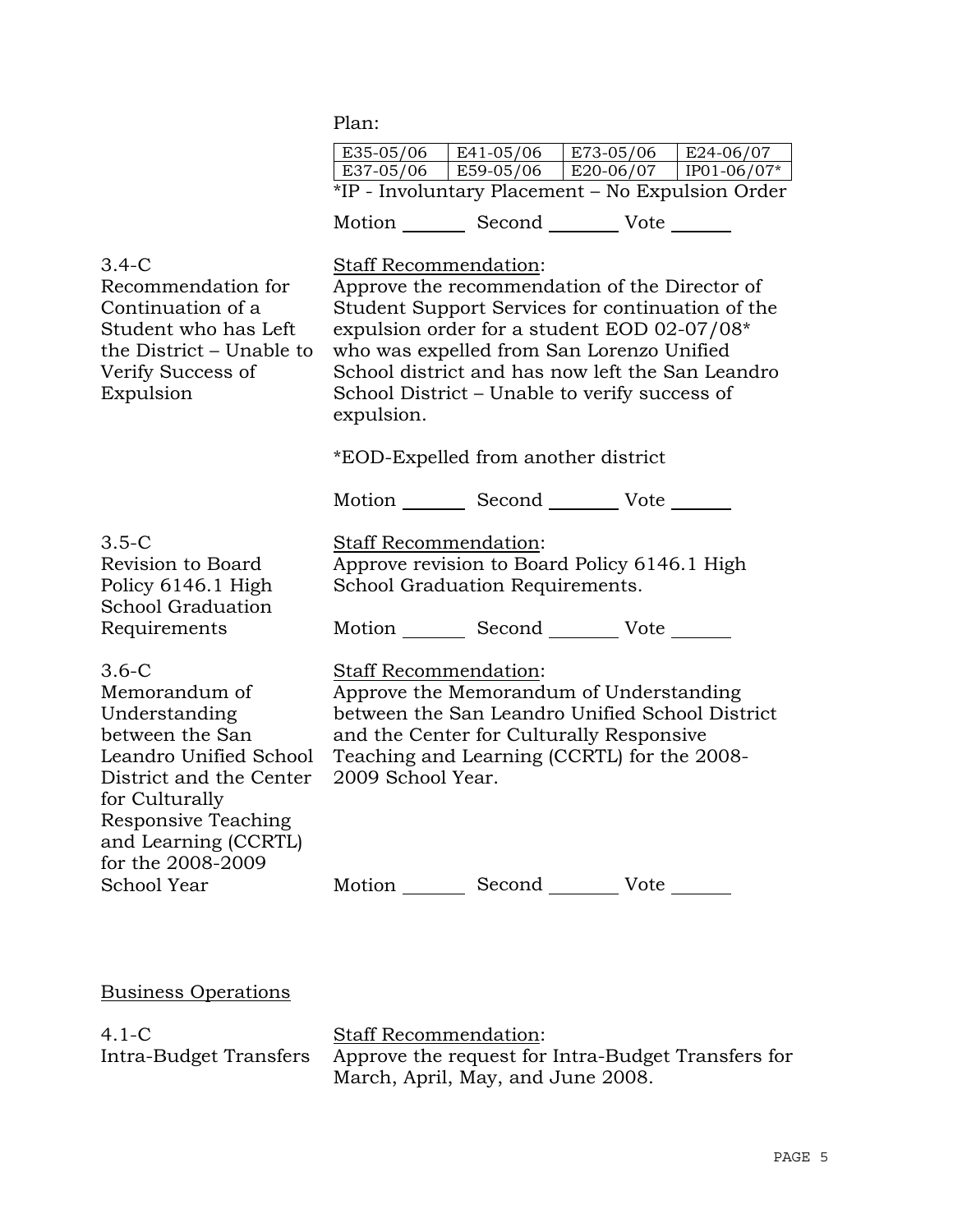Plan:

| E35-05/06 | E41-05/06 | E73-05/06 | E24-06/07 |
|---|---|---|---|
| E37-05/06 | E59-05/06 | E20-06/07 | IP01-06/07* |

*IP - Involuntary Placement – No Expulsion Order

Motion _______ Second _______ Vote _______

3.4-C
Recommendation for Continuation of a Student who has Left the District – Unable to Verify Success of Expulsion

Staff Recommendation:
Approve the recommendation of the Director of Student Support Services for continuation of the expulsion order for a student EOD 02-07/08* who was expelled from San Lorenzo Unified School district and has now left the San Leandro School District – Unable to verify success of expulsion.

*EOD-Expelled from another district

Motion _______ Second _______ Vote _______

3.5-C
Revision to Board Policy 6146.1 High School Graduation Requirements

Staff Recommendation:
Approve revision to Board Policy 6146.1 High School Graduation Requirements.

Motion _______ Second _______ Vote _______

3.6-C
Memorandum of Understanding between the San Leandro Unified School District and the Center for Culturally Responsive Teaching and Learning (CCRTL) for the 2008-2009 School Year

Staff Recommendation:
Approve the Memorandum of Understanding between the San Leandro Unified School District and the Center for Culturally Responsive Teaching and Learning (CCRTL) for the 2008-2009 School Year.

Motion _______ Second _______ Vote _______

## Business Operations

4.1-C
Intra-Budget Transfers

Staff Recommendation:
Approve the request for Intra-Budget Transfers for March, April, May, and June 2008.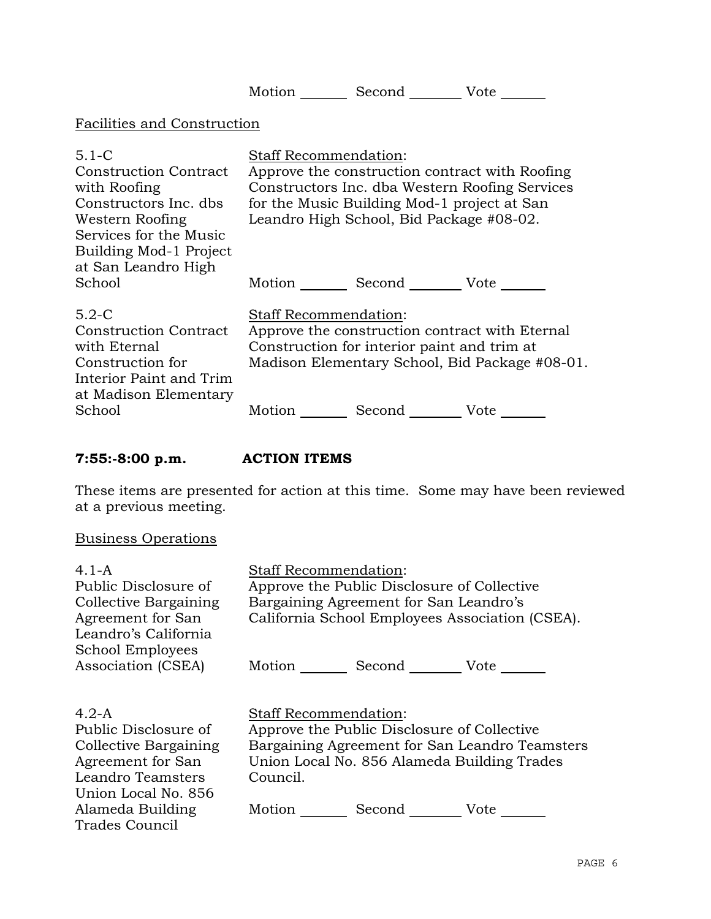Motion _______ Second _______ Vote _______

Facilities and Construction

5.1-C
Construction Contract with Roofing Constructors Inc. dbs Western Roofing Services for the Music Building Mod-1 Project at San Leandro High School

Staff Recommendation:
Approve the construction contract with Roofing Constructors Inc. dba Western Roofing Services for the Music Building Mod-1 project at San Leandro High School, Bid Package #08-02.

Motion _______ Second _______ Vote _______

5.2-C
Construction Contract with Eternal Construction for Interior Paint and Trim at Madison Elementary School

Staff Recommendation:
Approve the construction contract with Eternal Construction for interior paint and trim at Madison Elementary School, Bid Package #08-01.

Motion _______ Second _______ Vote _______

**7:55:-8:00 p.m. ACTION ITEMS**

These items are presented for action at this time. Some may have been reviewed at a previous meeting.

Business Operations

4.1-A
Public Disclosure of Collective Bargaining Agreement for San Leandro's California School Employees Association (CSEA)

Staff Recommendation:
Approve the Public Disclosure of Collective Bargaining Agreement for San Leandro's California School Employees Association (CSEA).

Motion _______ Second _______ Vote _______

4.2-A
Public Disclosure of Collective Bargaining Agreement for San Leandro Teamsters Union Local No. 856 Alameda Building Trades Council

Staff Recommendation:
Approve the Public Disclosure of Collective Bargaining Agreement for San Leandro Teamsters Union Local No. 856 Alameda Building Trades Council.

Motion _______ Second _______ Vote _______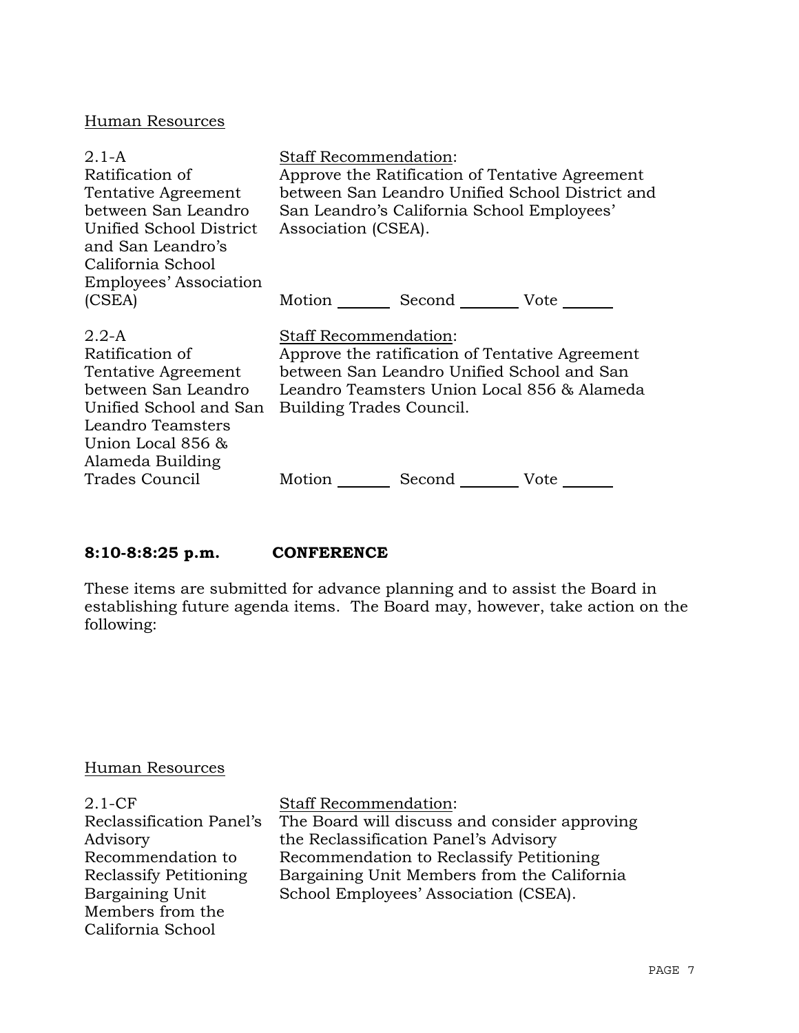Human Resources

| | |
|---|---|
| 2.1-A<br>Ratification of Tentative Agreement between San Leandro Unified School District and San Leandro's California School Employees' Association (CSEA) | Staff Recommendation:<br>Approve the Ratification of Tentative Agreement between San Leandro Unified School District and San Leandro's California School Employees' Association (CSEA).<br><br>Motion _______ Second _______ Vote _______ |
| 2.2-A<br>Ratification of Tentative Agreement between San Leandro Unified School and San Leandro Teamsters Union Local 856 & Alameda Building Trades Council | Staff Recommendation:<br>Approve the ratification of Tentative Agreement between San Leandro Unified School and San Leandro Teamsters Union Local 856 & Alameda Building Trades Council.<br><br>Motion _______ Second _______ Vote _______ |

**8:10-8:8:25 p.m.** **CONFERENCE**

These items are submitted for advance planning and to assist the Board in establishing future agenda items. The Board may, however, take action on the following:

Human Resources

| | |
|---|---|
| 2.1-CF<br>Reclassification Panel's Advisory Recommendation to Reclassify Petitioning Bargaining Unit Members from the California School | Staff Recommendation:<br>The Board will discuss and consider approving the Reclassification Panel's Advisory Recommendation to Reclassify Petitioning Bargaining Unit Members from the California School Employees' Association (CSEA). |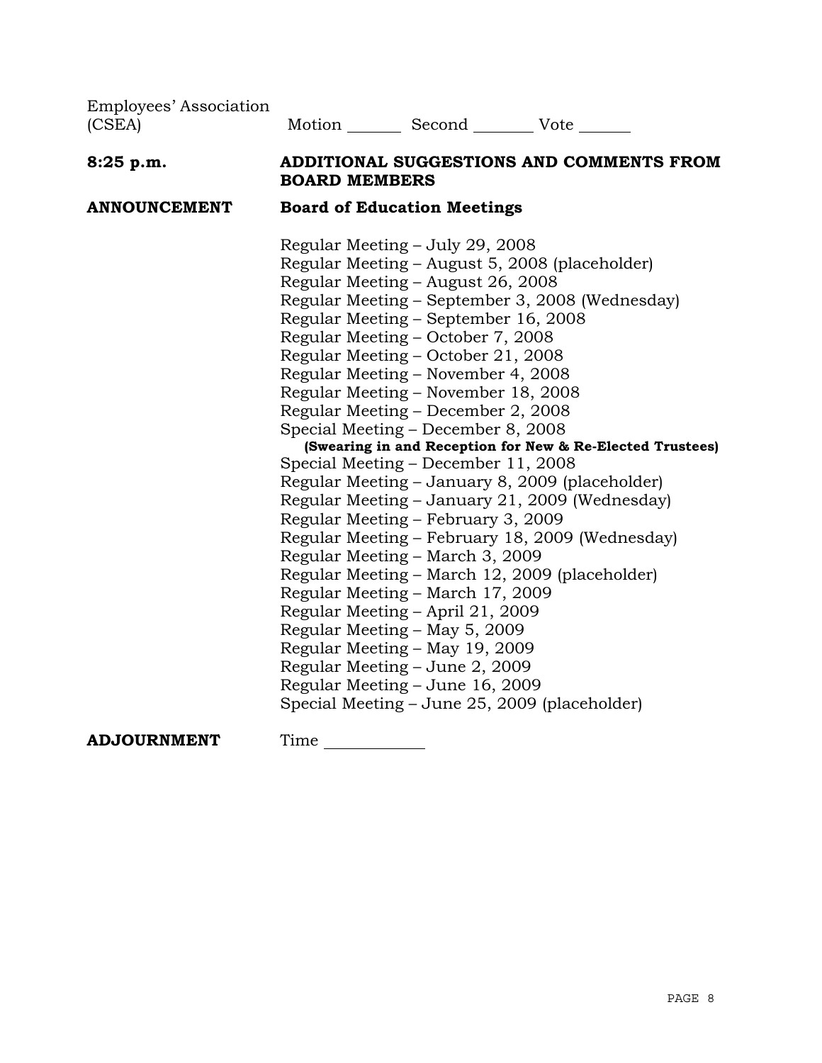Employees' Association (CSEA) Motion _______ Second ________ Vote ______

**8:25 p.m.** **ADDITIONAL SUGGESTIONS AND COMMENTS FROM BOARD MEMBERS**

**ANNOUNCEMENT** **Board of Education Meetings**

Regular Meeting – July 29, 2008
Regular Meeting – August 5, 2008 (placeholder)
Regular Meeting – August 26, 2008
Regular Meeting – September 3, 2008 (Wednesday)
Regular Meeting – September 16, 2008
Regular Meeting – October 7, 2008
Regular Meeting – October 21, 2008
Regular Meeting – November 4, 2008
Regular Meeting – November 18, 2008
Regular Meeting – December 2, 2008
Special Meeting – December 8, 2008
**(Swearing in and Reception for New & Re-Elected Trustees)**
Special Meeting – December 11, 2008
Regular Meeting – January 8, 2009 (placeholder)
Regular Meeting – January 21, 2009 (Wednesday)
Regular Meeting – February 3, 2009
Regular Meeting – February 18, 2009 (Wednesday)
Regular Meeting – March 3, 2009
Regular Meeting – March 12, 2009 (placeholder)
Regular Meeting – March 17, 2009
Regular Meeting – April 21, 2009
Regular Meeting – May 5, 2009
Regular Meeting – May 19, 2009
Regular Meeting – June 2, 2009
Regular Meeting – June 16, 2009
Special Meeting – June 25, 2009 (placeholder)

**ADJOURNMENT** Time ____________